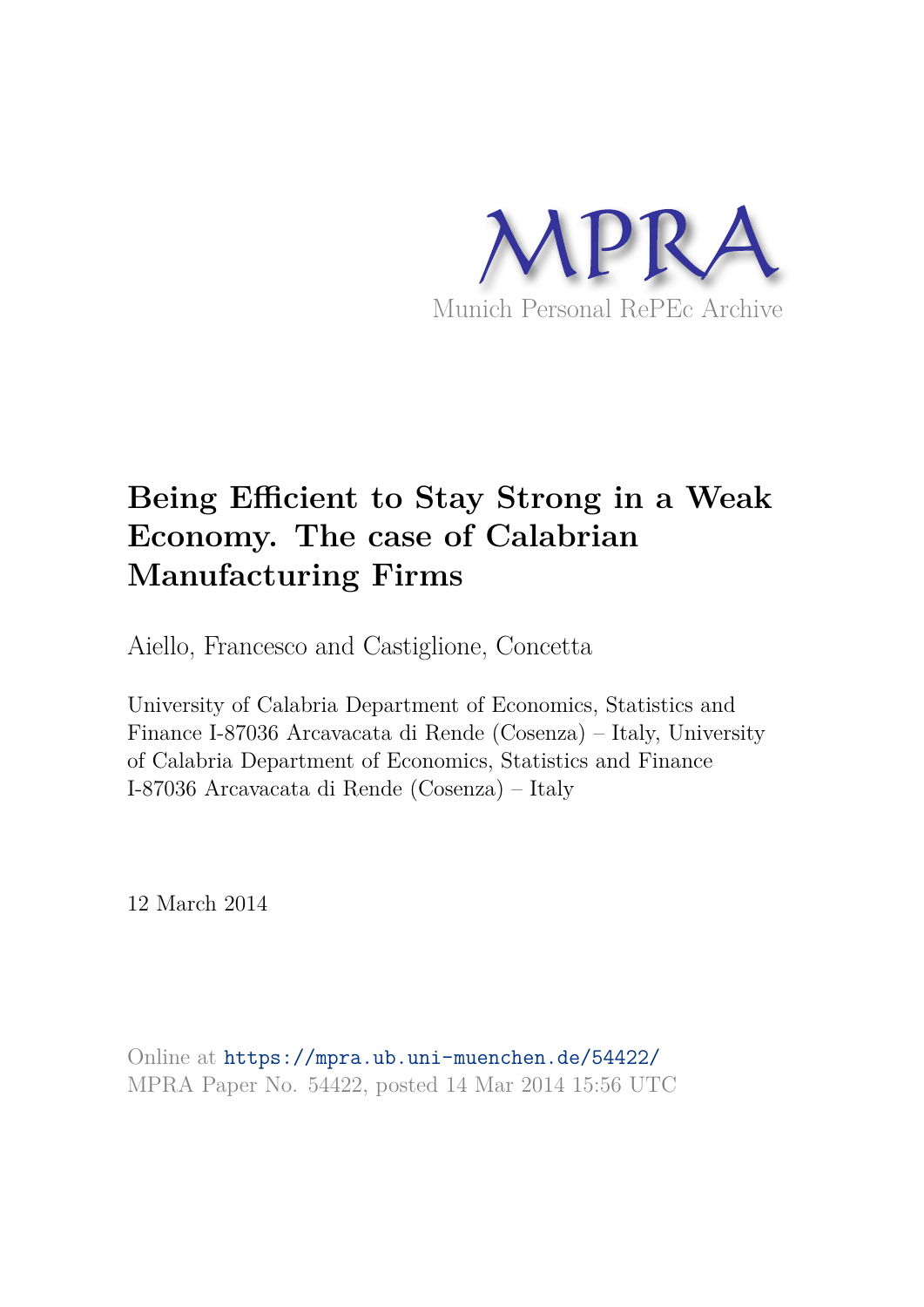MPRA

Munich Personal RePEc Archive

# Being Efficient to Stay Strong in a Weak Economy. The case of Calabrian Manufacturing Firms

Aiello, Francesco and Castiglione, Concetta

University of Calabria Department of Economics, Statistics and Finance I-87036 Arcavacata di Rende (Cosenza) – Italy, University of Calabria Department of Economics, Statistics and Finance I-87036 Arcavacata di Rende (Cosenza) – Italy

12 March 2014

Online at https://mpra.ub.uni-muenchen.de/54422/
MPRA Paper No. 54422, posted 14 Mar 2014 15:56 UTC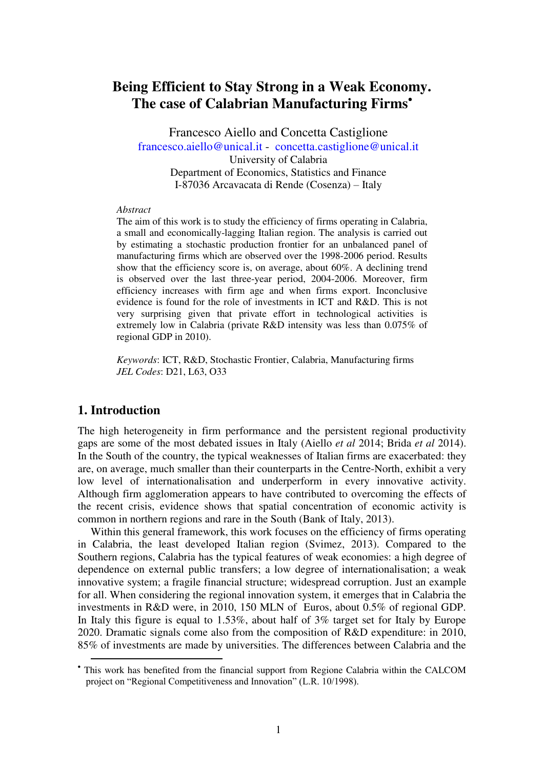# Being Efficient to Stay Strong in a Weak Economy. The case of Calabrian Manufacturing Firms[•]

Francesco Aiello and Concetta Castiglione

francesco.aiello@unical.it - concetta.castiglione@unical.it

University of Calabria

Department of Economics, Statistics and Finance

I-87036 Arcavacata di Rende (Cosenza) – Italy

*Abstract*

The aim of this work is to study the efficiency of firms operating in Calabria, a small and economically-lagging Italian region. The analysis is carried out by estimating a stochastic production frontier for an unbalanced panel of manufacturing firms which are observed over the 1998-2006 period. Results show that the efficiency score is, on average, about 60%. A declining trend is observed over the last three-year period, 2004-2006. Moreover, firm efficiency increases with firm age and when firms export. Inconclusive evidence is found for the role of investments in ICT and R&D. This is not very surprising given that private effort in technological activities is extremely low in Calabria (private R&D intensity was less than 0.075% of regional GDP in 2010).

*Keywords*: ICT, R&D, Stochastic Frontier, Calabria, Manufacturing firms
*JEL Codes*: D21, L63, O33

## 1. Introduction

The high heterogeneity in firm performance and the persistent regional productivity gaps are some of the most debated issues in Italy (Aiello *et al* 2014; Brida *et al* 2014). In the South of the country, the typical weaknesses of Italian firms are exacerbated: they are, on average, much smaller than their counterparts in the Centre-North, exhibit a very low level of internationalisation and underperform in every innovative activity. Although firm agglomeration appears to have contributed to overcoming the effects of the recent crisis, evidence shows that spatial concentration of economic activity is common in northern regions and rare in the South (Bank of Italy, 2013).

Within this general framework, this work focuses on the efficiency of firms operating in Calabria, the least developed Italian region (Svimez, 2013). Compared to the Southern regions, Calabria has the typical features of weak economies: a high degree of dependence on external public transfers; a low degree of internationalisation; a weak innovative system; a fragile financial structure; widespread corruption. Just an example for all. When considering the regional innovation system, it emerges that in Calabria the investments in R&D were, in 2010, 150 MLN of Euros, about 0.5% of regional GDP. In Italy this figure is equal to 1.53%, about half of 3% target set for Italy by Europe 2020. Dramatic signals come also from the composition of R&D expenditure: in 2010, 85% of investments are made by universities. The differences between Calabria and the

[•] This work has benefited from the financial support from Regione Calabria within the CALCOM project on "Regional Competitiveness and Innovation" (L.R. 10/1998).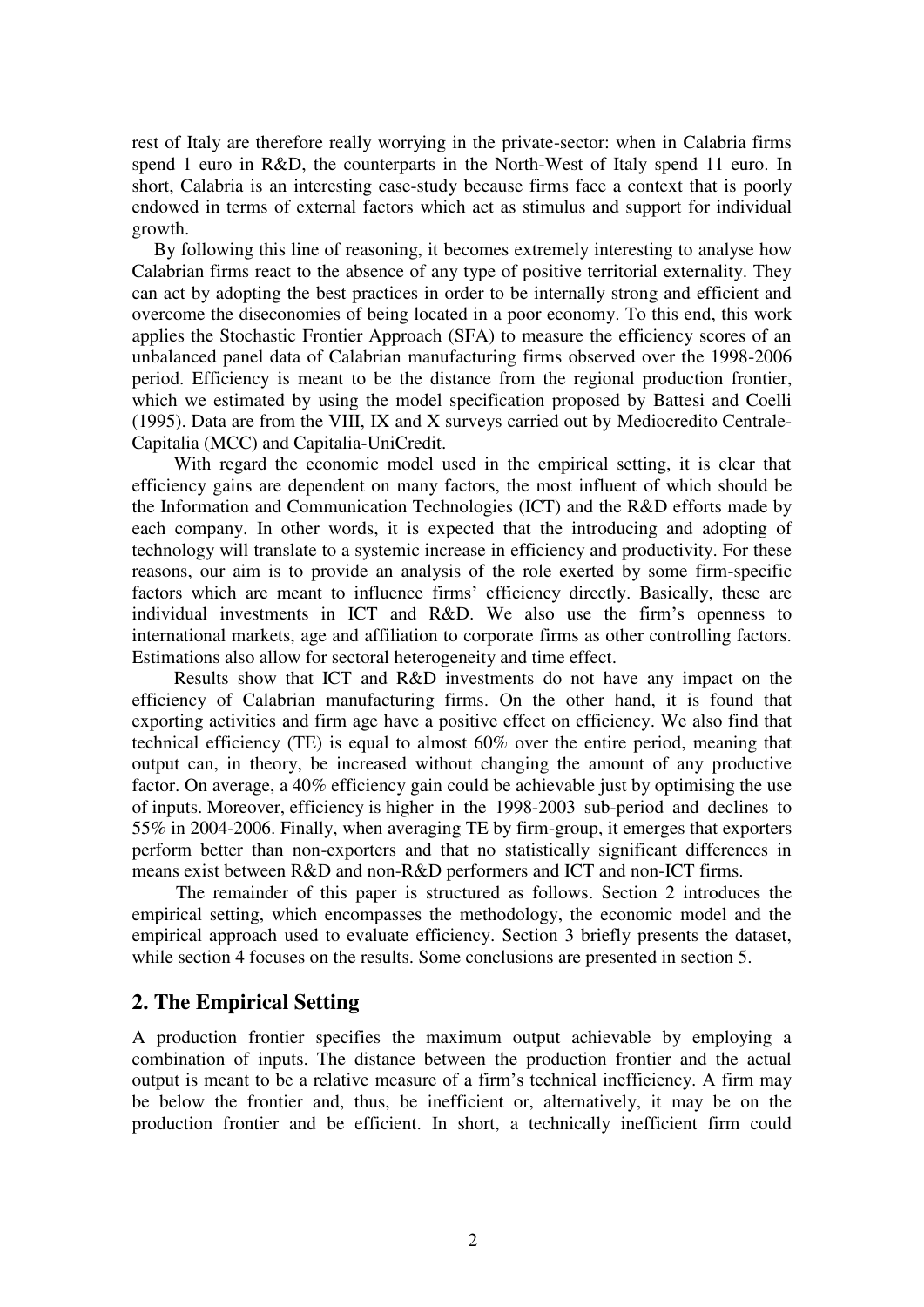rest of Italy are therefore really worrying in the private-sector: when in Calabria firms spend 1 euro in R&D, the counterparts in the North-West of Italy spend 11 euro. In short, Calabria is an interesting case-study because firms face a context that is poorly endowed in terms of external factors which act as stimulus and support for individual growth.

By following this line of reasoning, it becomes extremely interesting to analyse how Calabrian firms react to the absence of any type of positive territorial externality. They can act by adopting the best practices in order to be internally strong and efficient and overcome the diseconomies of being located in a poor economy. To this end, this work applies the Stochastic Frontier Approach (SFA) to measure the efficiency scores of an unbalanced panel data of Calabrian manufacturing firms observed over the 1998-2006 period. Efficiency is meant to be the distance from the regional production frontier, which we estimated by using the model specification proposed by Battesi and Coelli (1995). Data are from the VIII, IX and X surveys carried out by Mediocredito Centrale-Capitalia (MCC) and Capitalia-UniCredit.

With regard the economic model used in the empirical setting, it is clear that efficiency gains are dependent on many factors, the most influent of which should be the Information and Communication Technologies (ICT) and the R&D efforts made by each company. In other words, it is expected that the introducing and adopting of technology will translate to a systemic increase in efficiency and productivity. For these reasons, our aim is to provide an analysis of the role exerted by some firm-specific factors which are meant to influence firms' efficiency directly. Basically, these are individual investments in ICT and R&D. We also use the firm's openness to international markets, age and affiliation to corporate firms as other controlling factors. Estimations also allow for sectoral heterogeneity and time effect.

Results show that ICT and R&D investments do not have any impact on the efficiency of Calabrian manufacturing firms. On the other hand, it is found that exporting activities and firm age have a positive effect on efficiency. We also find that technical efficiency (TE) is equal to almost 60% over the entire period, meaning that output can, in theory, be increased without changing the amount of any productive factor. On average, a 40% efficiency gain could be achievable just by optimising the use of inputs. Moreover, efficiency is higher in the 1998-2003 sub-period and declines to 55% in 2004-2006. Finally, when averaging TE by firm-group, it emerges that exporters perform better than non-exporters and that no statistically significant differences in means exist between R&D and non-R&D performers and ICT and non-ICT firms.

The remainder of this paper is structured as follows. Section 2 introduces the empirical setting, which encompasses the methodology, the economic model and the empirical approach used to evaluate efficiency. Section 3 briefly presents the dataset, while section 4 focuses on the results. Some conclusions are presented in section 5.

## 2. The Empirical Setting

A production frontier specifies the maximum output achievable by employing a combination of inputs. The distance between the production frontier and the actual output is meant to be a relative measure of a firm's technical inefficiency. A firm may be below the frontier and, thus, be inefficient or, alternatively, it may be on the production frontier and be efficient. In short, a technically inefficient firm could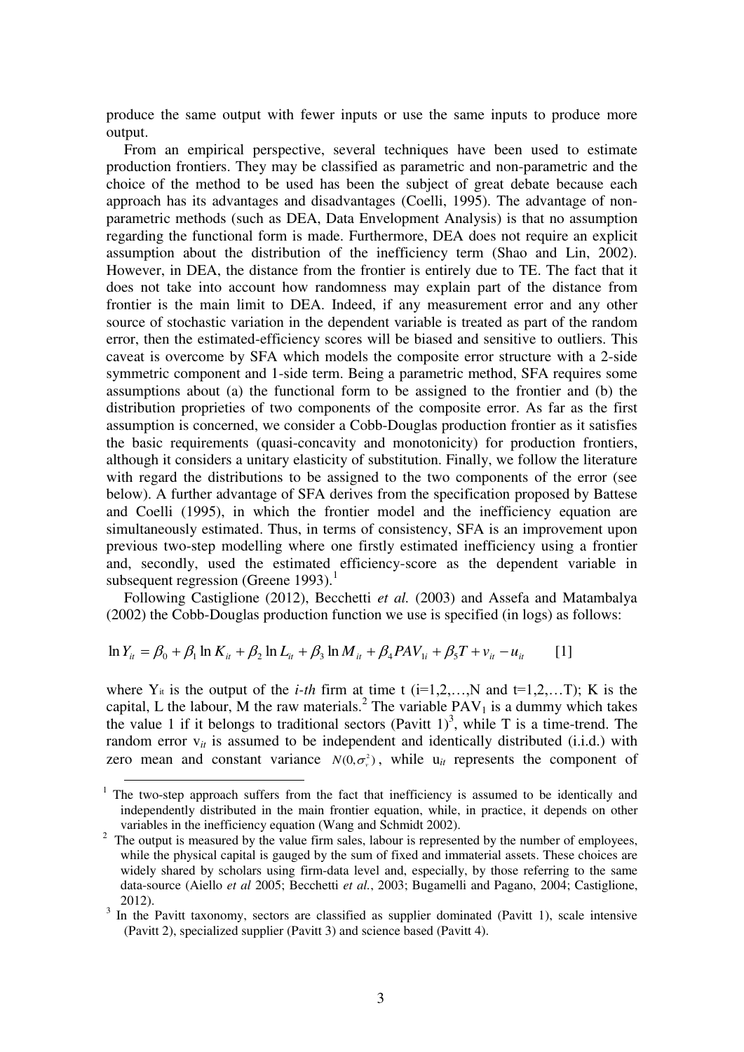produce the same output with fewer inputs or use the same inputs to produce more output.

From an empirical perspective, several techniques have been used to estimate production frontiers. They may be classified as parametric and non-parametric and the choice of the method to be used has been the subject of great debate because each approach has its advantages and disadvantages (Coelli, 1995). The advantage of non-parametric methods (such as DEA, Data Envelopment Analysis) is that no assumption regarding the functional form is made. Furthermore, DEA does not require an explicit assumption about the distribution of the inefficiency term (Shao and Lin, 2002). However, in DEA, the distance from the frontier is entirely due to TE. The fact that it does not take into account how randomness may explain part of the distance from frontier is the main limit to DEA. Indeed, if any measurement error and any other source of stochastic variation in the dependent variable is treated as part of the random error, then the estimated-efficiency scores will be biased and sensitive to outliers. This caveat is overcome by SFA which models the composite error structure with a 2-side symmetric component and 1-side term. Being a parametric method, SFA requires some assumptions about (a) the functional form to be assigned to the frontier and (b) the distribution proprieties of two components of the composite error. As far as the first assumption is concerned, we consider a Cobb-Douglas production frontier as it satisfies the basic requirements (quasi-concavity and monotonicity) for production frontiers, although it considers a unitary elasticity of substitution. Finally, we follow the literature with regard the distributions to be assigned to the two components of the error (see below). A further advantage of SFA derives from the specification proposed by Battese and Coelli (1995), in which the frontier model and the inefficiency equation are simultaneously estimated. Thus, in terms of consistency, SFA is an improvement upon previous two-step modelling where one firstly estimated inefficiency using a frontier and, secondly, used the estimated efficiency-score as the dependent variable in subsequent regression (Greene 1993).[1]

Following Castiglione (2012), Becchetti *et al.* (2003) and Assefa and Matambalya (2002) the Cobb-Douglas production function we use is specified (in logs) as follows:

$$\ln Y_{it} = \beta_0 + \beta_1 \ln K_{it} + \beta_2 \ln L_{it} + \beta_3 \ln M_{it} + \beta_4 PAV_{1i} + \beta_5 T + v_{it} - u_{it} \qquad [1]$$

where $Y_{it}$ is the output of the *i-th* firm at time t (i=1,2,…,N and t=1,2,…T); K is the capital, L the labour, M the raw materials.[2] The variable $PAV_1$ is a dummy which takes the value 1 if it belongs to traditional sectors (Pavitt 1)[3], while T is a time-trend. The random error $v_{it}$ is assumed to be independent and identically distributed (i.i.d.) with zero mean and constant variance $N(0,\sigma_v^2)$, while $u_{it}$ represents the component of

---

[1] The two-step approach suffers from the fact that inefficiency is assumed to be identically and independently distributed in the main frontier equation, while, in practice, it depends on other variables in the inefficiency equation (Wang and Schmidt 2002).

[2] The output is measured by the value firm sales, labour is represented by the number of employees, while the physical capital is gauged by the sum of fixed and immaterial assets. These choices are widely shared by scholars using firm-data level and, especially, by those referring to the same data-source (Aiello *et al* 2005; Becchetti *et al.*, 2003; Bugamelli and Pagano, 2004; Castiglione, 2012).

[3] In the Pavitt taxonomy, sectors are classified as supplier dominated (Pavitt 1), scale intensive (Pavitt 2), specialized supplier (Pavitt 3) and science based (Pavitt 4).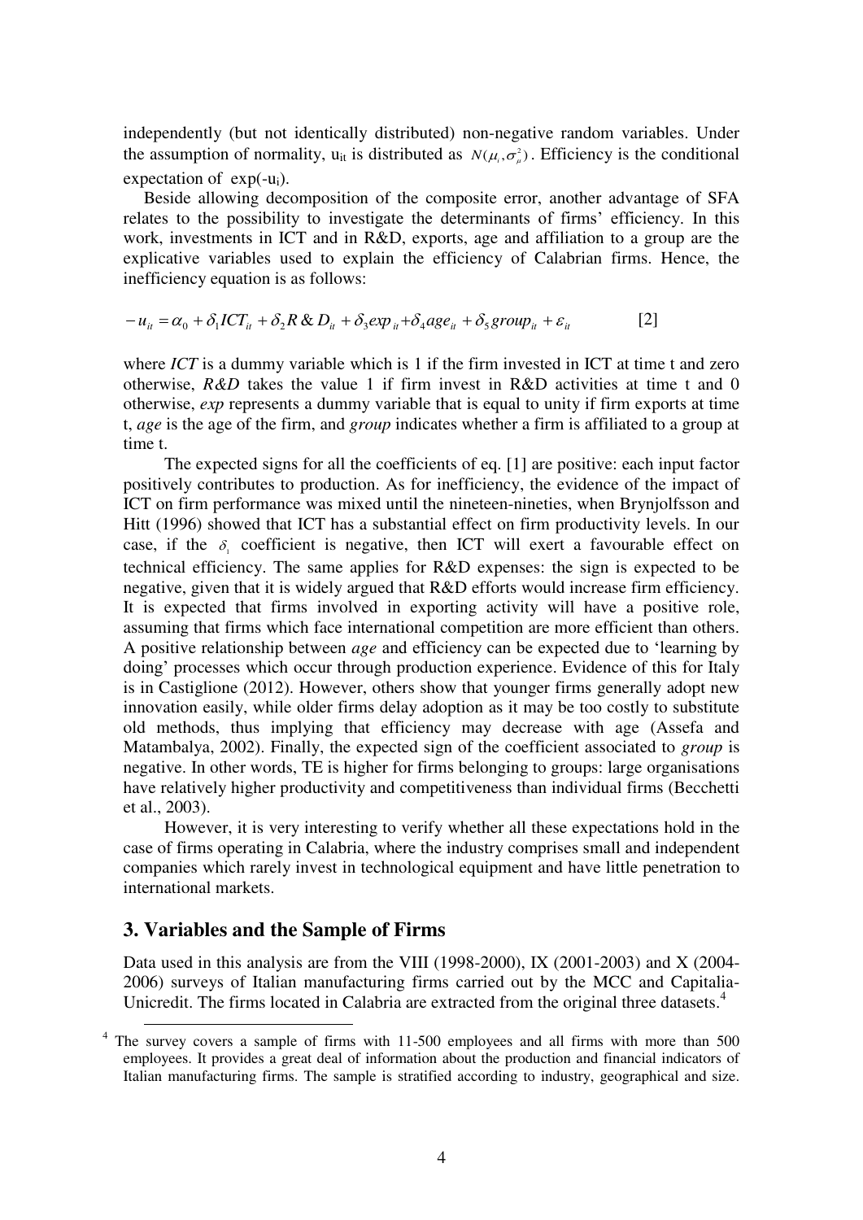independently (but not identically distributed) non-negative random variables. Under the assumption of normality, $u_{it}$ is distributed as $N(\mu_i, \sigma_\mu^2)$. Efficiency is the conditional expectation of $\exp(-u_i)$.

Beside allowing decomposition of the composite error, another advantage of SFA relates to the possibility to investigate the determinants of firms' efficiency. In this work, investments in ICT and in R&D, exports, age and affiliation to a group are the explicative variables used to explain the efficiency of Calabrian firms. Hence, the inefficiency equation is as follows:

$$-u_{it} = \alpha_0 + \delta_1 ICT_{it} + \delta_2 R\&D_{it} + \delta_3 exp_{it} + \delta_4 age_{it} + \delta_5 group_{it} + \varepsilon_{it} \qquad [2]$$

where *ICT* is a dummy variable which is 1 if the firm invested in ICT at time t and zero otherwise, *R&D* takes the value 1 if firm invest in R&D activities at time t and 0 otherwise, *exp* represents a dummy variable that is equal to unity if firm exports at time t, *age* is the age of the firm, and *group* indicates whether a firm is affiliated to a group at time t.

The expected signs for all the coefficients of eq. [1] are positive: each input factor positively contributes to production. As for inefficiency, the evidence of the impact of ICT on firm performance was mixed until the nineteen-nineties, when Brynjolfsson and Hitt (1996) showed that ICT has a substantial effect on firm productivity levels. In our case, if the $\delta_1$ coefficient is negative, then ICT will exert a favourable effect on technical efficiency. The same applies for R&D expenses: the sign is expected to be negative, given that it is widely argued that R&D efforts would increase firm efficiency. It is expected that firms involved in exporting activity will have a positive role, assuming that firms which face international competition are more efficient than others. A positive relationship between *age* and efficiency can be expected due to 'learning by doing' processes which occur through production experience. Evidence of this for Italy is in Castiglione (2012). However, others show that younger firms generally adopt new innovation easily, while older firms delay adoption as it may be too costly to substitute old methods, thus implying that efficiency may decrease with age (Assefa and Matambalya, 2002). Finally, the expected sign of the coefficient associated to *group* is negative. In other words, TE is higher for firms belonging to groups: large organisations have relatively higher productivity and competitiveness than individual firms (Becchetti et al., 2003).

However, it is very interesting to verify whether all these expectations hold in the case of firms operating in Calabria, where the industry comprises small and independent companies which rarely invest in technological equipment and have little penetration to international markets.

## 3. Variables and the Sample of Firms

Data used in this analysis are from the VIII (1998-2000), IX (2001-2003) and X (2004-2006) surveys of Italian manufacturing firms carried out by the MCC and Capitalia-Unicredit. The firms located in Calabria are extracted from the original three datasets.[4]

[4] The survey covers a sample of firms with 11-500 employees and all firms with more than 500 employees. It provides a great deal of information about the production and financial indicators of Italian manufacturing firms. The sample is stratified according to industry, geographical and size.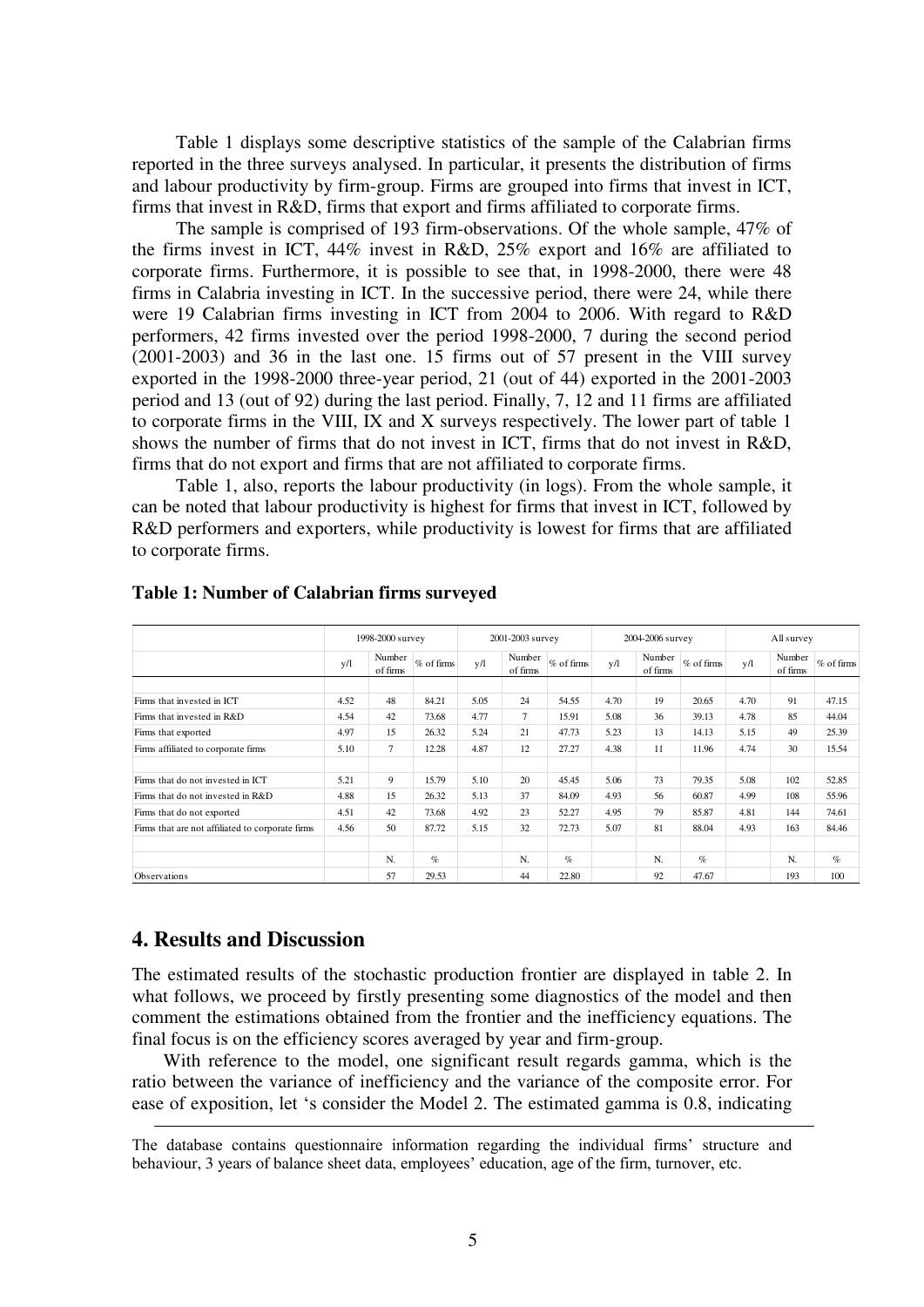Table 1 displays some descriptive statistics of the sample of the Calabrian firms reported in the three surveys analysed. In particular, it presents the distribution of firms and labour productivity by firm-group. Firms are grouped into firms that invest in ICT, firms that invest in R&D, firms that export and firms affiliated to corporate firms.

The sample is comprised of 193 firm-observations. Of the whole sample, 47% of the firms invest in ICT, 44% invest in R&D, 25% export and 16% are affiliated to corporate firms. Furthermore, it is possible to see that, in 1998-2000, there were 48 firms in Calabria investing in ICT. In the successive period, there were 24, while there were 19 Calabrian firms investing in ICT from 2004 to 2006. With regard to R&D performers, 42 firms invested over the period 1998-2000, 7 during the second period (2001-2003) and 36 in the last one. 15 firms out of 57 present in the VIII survey exported in the 1998-2000 three-year period, 21 (out of 44) exported in the 2001-2003 period and 13 (out of 92) during the last period. Finally, 7, 12 and 11 firms are affiliated to corporate firms in the VIII, IX and X surveys respectively. The lower part of table 1 shows the number of firms that do not invest in ICT, firms that do not invest in R&D, firms that do not export and firms that are not affiliated to corporate firms.

Table 1, also, reports the labour productivity (in logs). From the whole sample, it can be noted that labour productivity is highest for firms that invest in ICT, followed by R&D performers and exporters, while productivity is lowest for firms that are affiliated to corporate firms.

**Table 1: Number of Calabrian firms surveyed**

| | 1998-2000 survey | | | 2001-2003 survey | | | 2004-2006 survey | | | All survey | | |
|---|---|---|---|---|---|---|---|---|---|---|---|---|
| | y/l | Number of firms | % of firms | y/l | Number of firms | % of firms | y/l | Number of firms | % of firms | y/l | Number of firms | % of firms |
| Firms that invested in ICT | 4.52 | 48 | 84.21 | 5.05 | 24 | 54.55 | 4.70 | 19 | 20.65 | 4.70 | 91 | 47.15 |
| Firms that invested in R&D | 4.54 | 42 | 73.68 | 4.77 | 7 | 15.91 | 5.08 | 36 | 39.13 | 4.78 | 85 | 44.04 |
| Firms that exported | 4.97 | 15 | 26.32 | 5.24 | 21 | 47.73 | 5.23 | 13 | 14.13 | 5.15 | 49 | 25.39 |
| Firms affiliated to corporate firms | 5.10 | 7 | 12.28 | 4.87 | 12 | 27.27 | 4.38 | 11 | 11.96 | 4.74 | 30 | 15.54 |
| Firms that do not invested in ICT | 5.21 | 9 | 15.79 | 5.10 | 20 | 45.45 | 5.06 | 73 | 79.35 | 5.08 | 102 | 52.85 |
| Firms that do not invested in R&D | 4.88 | 15 | 26.32 | 5.13 | 37 | 84.09 | 4.93 | 56 | 60.87 | 4.99 | 108 | 55.96 |
| Firms that do not exported | 4.51 | 42 | 73.68 | 4.92 | 23 | 52.27 | 4.95 | 79 | 85.87 | 4.81 | 144 | 74.61 |
| Firms that are not affiliated to corporate firms | 4.56 | 50 | 87.72 | 5.15 | 32 | 72.73 | 5.07 | 81 | 88.04 | 4.93 | 163 | 84.46 |
| | | N. | % | | N. | % | | N. | % | | N. | % |
| Observations | | 57 | 29.53 | | 44 | 22.80 | | 92 | 47.67 | | 193 | 100 |

## 4. Results and Discussion

The estimated results of the stochastic production frontier are displayed in table 2. In what follows, we proceed by firstly presenting some diagnostics of the model and then comment the estimations obtained from the frontier and the inefficiency equations. The final focus is on the efficiency scores averaged by year and firm-group.

With reference to the model, one significant result regards gamma, which is the ratio between the variance of inefficiency and the variance of the composite error. For ease of exposition, let 's consider the Model 2. The estimated gamma is 0.8, indicating

The database contains questionnaire information regarding the individual firms' structure and behaviour, 3 years of balance sheet data, employees' education, age of the firm, turnover, etc.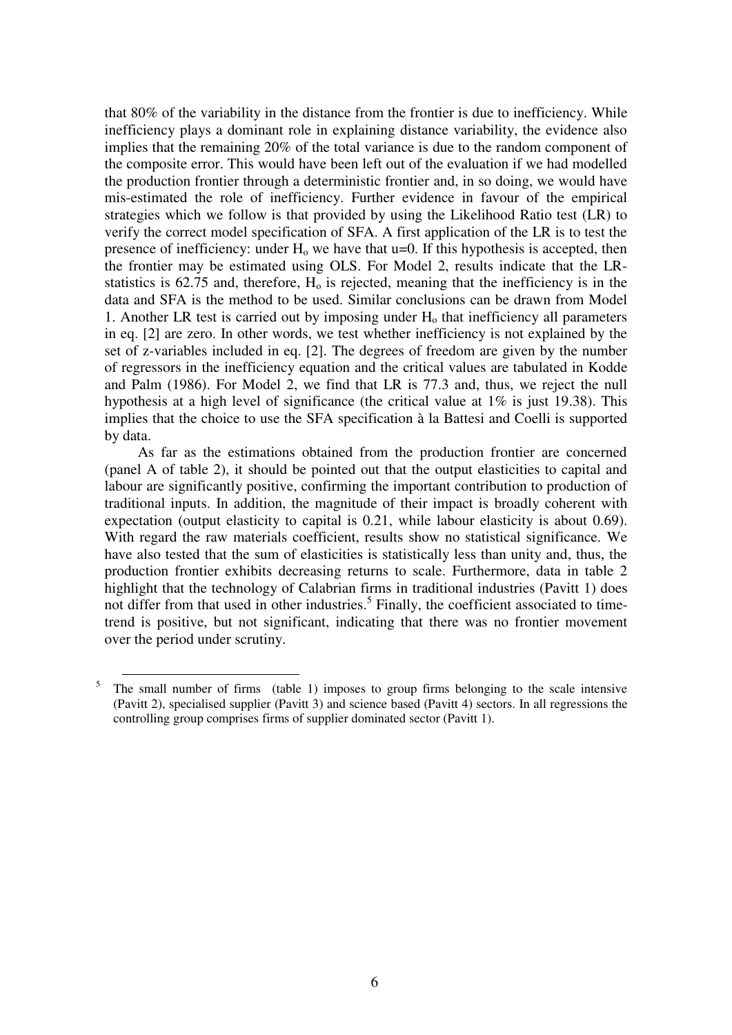that 80% of the variability in the distance from the frontier is due to inefficiency. While inefficiency plays a dominant role in explaining distance variability, the evidence also implies that the remaining 20% of the total variance is due to the random component of the composite error. This would have been left out of the evaluation if we had modelled the production frontier through a deterministic frontier and, in so doing, we would have mis-estimated the role of inefficiency. Further evidence in favour of the empirical strategies which we follow is that provided by using the Likelihood Ratio test (LR) to verify the correct model specification of SFA. A first application of the LR is to test the presence of inefficiency: under $H_o$ we have that u=0. If this hypothesis is accepted, then the frontier may be estimated using OLS. For Model 2, results indicate that the LR-statistics is 62.75 and, therefore, $H_o$ is rejected, meaning that the inefficiency is in the data and SFA is the method to be used. Similar conclusions can be drawn from Model 1. Another LR test is carried out by imposing under $H_o$ that inefficiency all parameters in eq. [2] are zero. In other words, we test whether inefficiency is not explained by the set of z-variables included in eq. [2]. The degrees of freedom are given by the number of regressors in the inefficiency equation and the critical values are tabulated in Kodde and Palm (1986). For Model 2, we find that LR is 77.3 and, thus, we reject the null hypothesis at a high level of significance (the critical value at 1% is just 19.38). This implies that the choice to use the SFA specification à la Battesi and Coelli is supported by data.

As far as the estimations obtained from the production frontier are concerned (panel A of table 2), it should be pointed out that the output elasticities to capital and labour are significantly positive, confirming the important contribution to production of traditional inputs. In addition, the magnitude of their impact is broadly coherent with expectation (output elasticity to capital is 0.21, while labour elasticity is about 0.69). With regard the raw materials coefficient, results show no statistical significance. We have also tested that the sum of elasticities is statistically less than unity and, thus, the production frontier exhibits decreasing returns to scale. Furthermore, data in table 2 highlight that the technology of Calabrian firms in traditional industries (Pavitt 1) does not differ from that used in other industries.[5] Finally, the coefficient associated to time-trend is positive, but not significant, indicating that there was no frontier movement over the period under scrutiny.

[5] The small number of firms (table 1) imposes to group firms belonging to the scale intensive (Pavitt 2), specialised supplier (Pavitt 3) and science based (Pavitt 4) sectors. In all regressions the controlling group comprises firms of supplier dominated sector (Pavitt 1).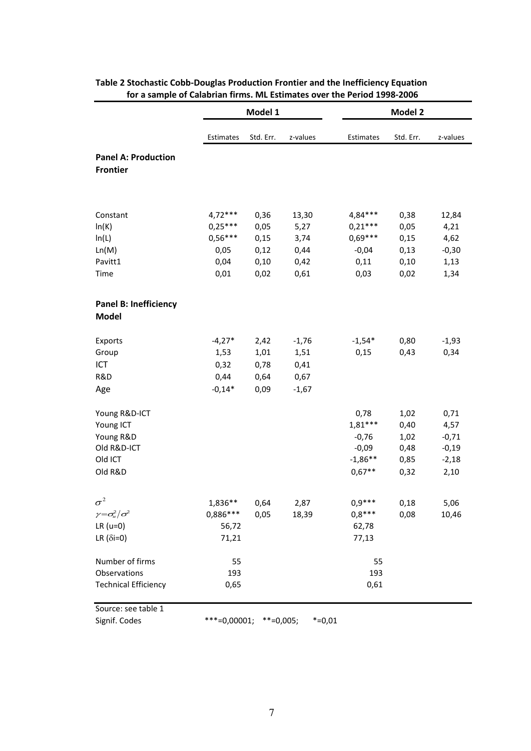**Table 2 Stochastic Cobb-Douglas Production Frontier and the Inefficiency Equation for a sample of Calabrian firms. ML Estimates over the Period 1998-2006**

| | Model 1 | | | Model 2 | | |
|---|---|---|---|---|---|---|
| | Estimates | Std. Err. | z-values | Estimates | Std. Err. | z-values |
| **Panel A: Production Frontier** | | | | | | |
| Constant | 4,72*** | 0,36 | 13,30 | 4,84*** | 0,38 | 12,84 |
| ln(K) | 0,25*** | 0,05 | 5,27 | 0,21*** | 0,05 | 4,21 |
| ln(L) | 0,56*** | 0,15 | 3,74 | 0,69*** | 0,15 | 4,62 |
| Ln(M) | 0,05 | 0,12 | 0,44 | -0,04 | 0,13 | -0,30 |
| Pavitt1 | 0,04 | 0,10 | 0,42 | 0,11 | 0,10 | 1,13 |
| Time | 0,01 | 0,02 | 0,61 | 0,03 | 0,02 | 1,34 |
| **Panel B: Inefficiency Model** | | | | | | |
| Exports | -4,27* | 2,42 | -1,76 | -1,54* | 0,80 | -1,93 |
| Group | 1,53 | 1,01 | 1,51 | 0,15 | 0,43 | 0,34 |
| ICT | 0,32 | 0,78 | 0,41 | | | |
| R&D | 0,44 | 0,64 | 0,67 | | | |
| Age | -0,14* | 0,09 | -1,67 | | | |
| Young R&D-ICT | | | | 0,78 | 1,02 | 0,71 |
| Young ICT | | | | 1,81*** | 0,40 | 4,57 |
| Young R&D | | | | -0,76 | 1,02 | -0,71 |
| Old R&D-ICT | | | | -0,09 | 0,48 | -0,19 |
| Old ICT | | | | -1,86** | 0,85 | -2,18 |
| Old R&D | | | | 0,67** | 0,32 | 2,10 |
| $\sigma^2$ | 1,836** | 0,64 | 2,87 | 0,9*** | 0,18 | 5,06 |
| $\gamma=\sigma_u^2/\sigma^2$ | 0,886*** | 0,05 | 18,39 | 0,8*** | 0,08 | 10,46 |
| LR (u=0) | 56,72 | | | 62,78 | | |
| LR ($\delta$i=0) | 71,21 | | | 77,13 | | |
| Number of firms | 55 | | | 55 | | |
| Observations | 193 | | | 193 | | |
| Technical Efficiency | 0,65 | | | 0,61 | | |

Source: see table 1

Signif. Codes ***=0,00001; **=0,005; *=0,01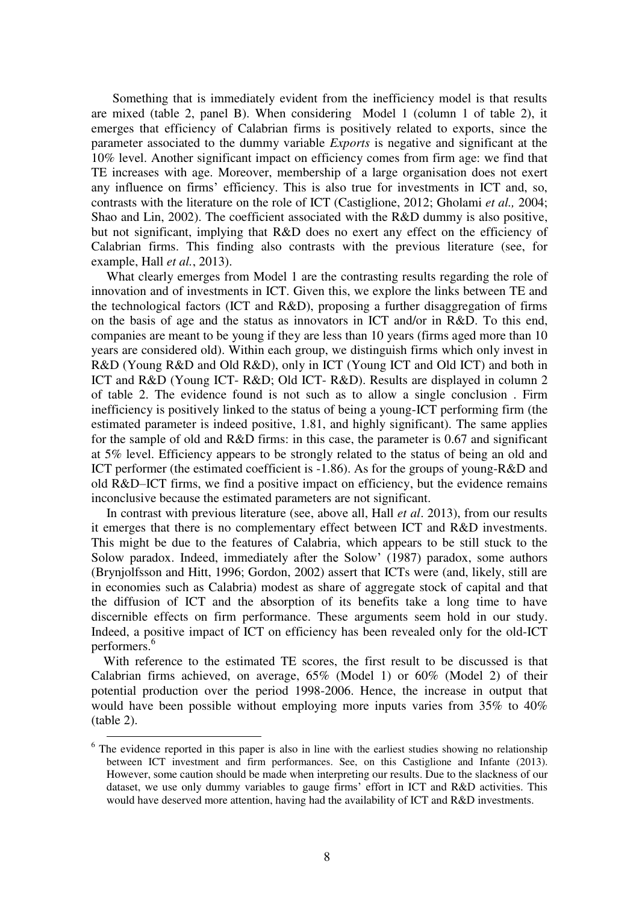Something that is immediately evident from the inefficiency model is that results are mixed (table 2, panel B). When considering Model 1 (column 1 of table 2), it emerges that efficiency of Calabrian firms is positively related to exports, since the parameter associated to the dummy variable *Exports* is negative and significant at the 10% level. Another significant impact on efficiency comes from firm age: we find that TE increases with age. Moreover, membership of a large organisation does not exert any influence on firms' efficiency. This is also true for investments in ICT and, so, contrasts with the literature on the role of ICT (Castiglione, 2012; Gholami *et al.,* 2004; Shao and Lin, 2002). The coefficient associated with the R&D dummy is also positive, but not significant, implying that R&D does no exert any effect on the efficiency of Calabrian firms. This finding also contrasts with the previous literature (see, for example, Hall *et al.*, 2013).

What clearly emerges from Model 1 are the contrasting results regarding the role of innovation and of investments in ICT. Given this, we explore the links between TE and the technological factors (ICT and R&D), proposing a further disaggregation of firms on the basis of age and the status as innovators in ICT and/or in R&D. To this end, companies are meant to be young if they are less than 10 years (firms aged more than 10 years are considered old). Within each group, we distinguish firms which only invest in R&D (Young R&D and Old R&D), only in ICT (Young ICT and Old ICT) and both in ICT and R&D (Young ICT- R&D; Old ICT- R&D). Results are displayed in column 2 of table 2. The evidence found is not such as to allow a single conclusion . Firm inefficiency is positively linked to the status of being a young-ICT performing firm (the estimated parameter is indeed positive, 1.81, and highly significant). The same applies for the sample of old and R&D firms: in this case, the parameter is 0.67 and significant at 5% level. Efficiency appears to be strongly related to the status of being an old and ICT performer (the estimated coefficient is -1.86). As for the groups of young-R&D and old R&D–ICT firms, we find a positive impact on efficiency, but the evidence remains inconclusive because the estimated parameters are not significant.

In contrast with previous literature (see, above all, Hall *et al*. 2013), from our results it emerges that there is no complementary effect between ICT and R&D investments. This might be due to the features of Calabria, which appears to be still stuck to the Solow paradox. Indeed, immediately after the Solow' (1987) paradox, some authors (Brynjolfsson and Hitt, 1996; Gordon, 2002) assert that ICTs were (and, likely, still are in economies such as Calabria) modest as share of aggregate stock of capital and that the diffusion of ICT and the absorption of its benefits take a long time to have discernible effects on firm performance. These arguments seem hold in our study. Indeed, a positive impact of ICT on efficiency has been revealed only for the old-ICT performers.[6]

With reference to the estimated TE scores, the first result to be discussed is that Calabrian firms achieved, on average, 65% (Model 1) or 60% (Model 2) of their potential production over the period 1998-2006. Hence, the increase in output that would have been possible without employing more inputs varies from 35% to 40% (table 2).

[6] The evidence reported in this paper is also in line with the earliest studies showing no relationship between ICT investment and firm performances. See, on this Castiglione and Infante (2013). However, some caution should be made when interpreting our results. Due to the slackness of our dataset, we use only dummy variables to gauge firms' effort in ICT and R&D activities. This would have deserved more attention, having had the availability of ICT and R&D investments.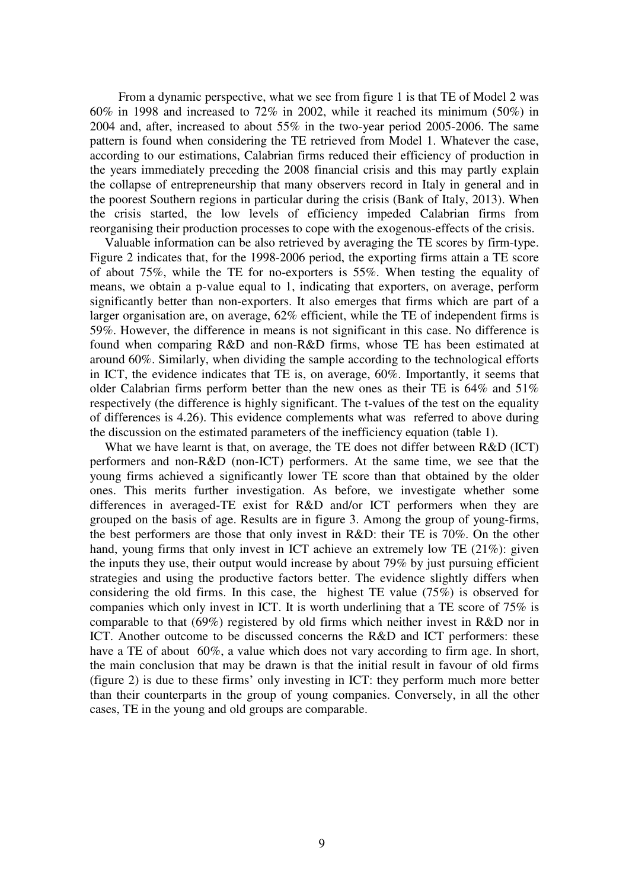From a dynamic perspective, what we see from figure 1 is that TE of Model 2 was 60% in 1998 and increased to 72% in 2002, while it reached its minimum (50%) in 2004 and, after, increased to about 55% in the two-year period 2005-2006. The same pattern is found when considering the TE retrieved from Model 1. Whatever the case, according to our estimations, Calabrian firms reduced their efficiency of production in the years immediately preceding the 2008 financial crisis and this may partly explain the collapse of entrepreneurship that many observers record in Italy in general and in the poorest Southern regions in particular during the crisis (Bank of Italy, 2013). When the crisis started, the low levels of efficiency impeded Calabrian firms from reorganising their production processes to cope with the exogenous-effects of the crisis.

Valuable information can be also retrieved by averaging the TE scores by firm-type. Figure 2 indicates that, for the 1998-2006 period, the exporting firms attain a TE score of about 75%, while the TE for no-exporters is 55%. When testing the equality of means, we obtain a p-value equal to 1, indicating that exporters, on average, perform significantly better than non-exporters. It also emerges that firms which are part of a larger organisation are, on average, 62% efficient, while the TE of independent firms is 59%. However, the difference in means is not significant in this case. No difference is found when comparing R&D and non-R&D firms, whose TE has been estimated at around 60%. Similarly, when dividing the sample according to the technological efforts in ICT, the evidence indicates that TE is, on average, 60%. Importantly, it seems that older Calabrian firms perform better than the new ones as their TE is 64% and 51% respectively (the difference is highly significant. The t-values of the test on the equality of differences is 4.26). This evidence complements what was referred to above during the discussion on the estimated parameters of the inefficiency equation (table 1).

What we have learnt is that, on average, the TE does not differ between R&D (ICT) performers and non-R&D (non-ICT) performers. At the same time, we see that the young firms achieved a significantly lower TE score than that obtained by the older ones. This merits further investigation. As before, we investigate whether some differences in averaged-TE exist for R&D and/or ICT performers when they are grouped on the basis of age. Results are in figure 3. Among the group of young-firms, the best performers are those that only invest in R&D: their TE is 70%. On the other hand, young firms that only invest in ICT achieve an extremely low TE (21%): given the inputs they use, their output would increase by about 79% by just pursuing efficient strategies and using the productive factors better. The evidence slightly differs when considering the old firms. In this case, the highest TE value (75%) is observed for companies which only invest in ICT. It is worth underlining that a TE score of 75% is comparable to that (69%) registered by old firms which neither invest in R&D nor in ICT. Another outcome to be discussed concerns the R&D and ICT performers: these have a TE of about 60%, a value which does not vary according to firm age. In short, the main conclusion that may be drawn is that the initial result in favour of old firms (figure 2) is due to these firms' only investing in ICT: they perform much more better than their counterparts in the group of young companies. Conversely, in all the other cases, TE in the young and old groups are comparable.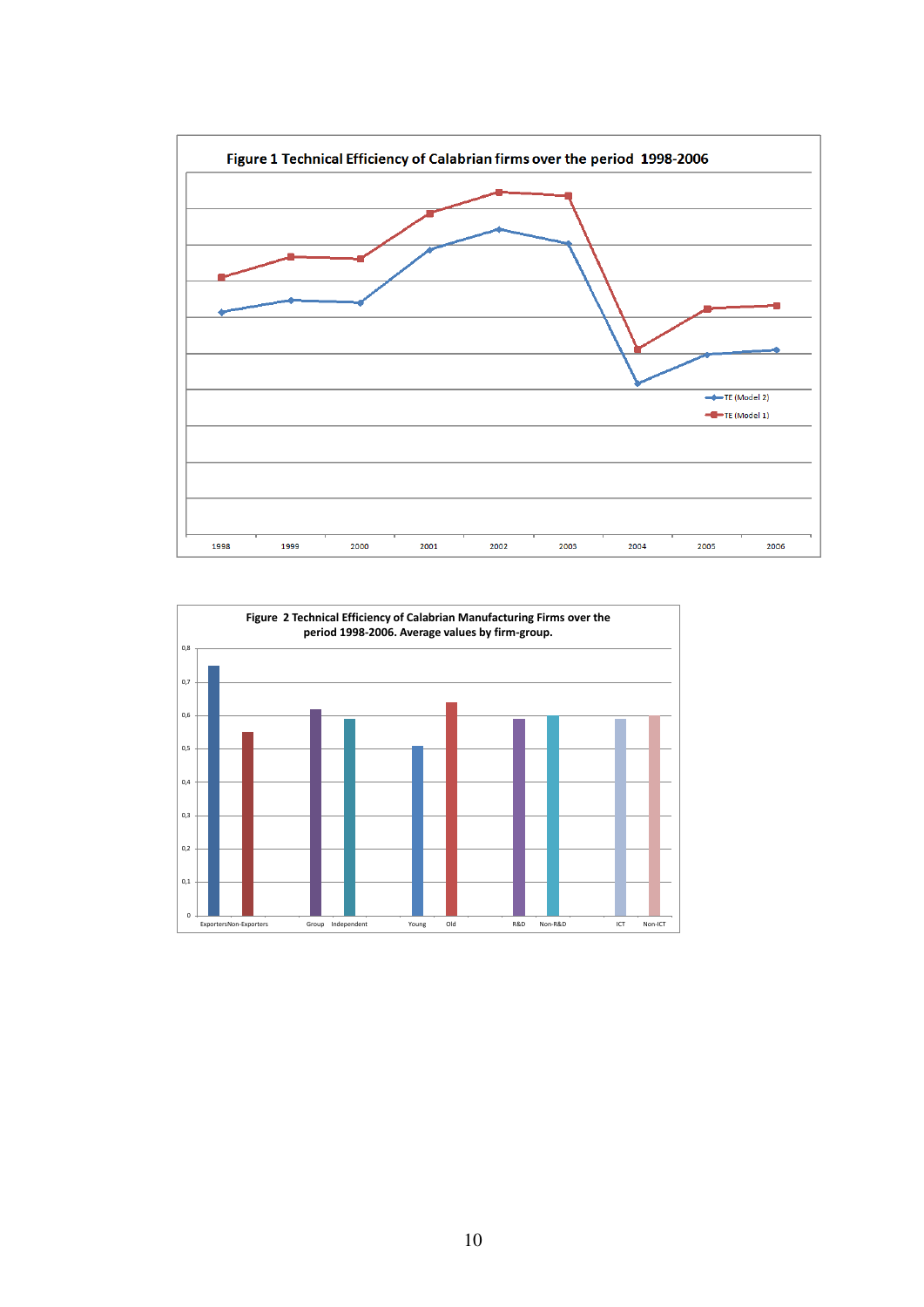**Figure 1 Technical Efficiency of Calabrian firms over the period 1998-2006**

**Figure 2 Technical Efficiency of Calabrian Manufacturing Firms over the period 1998-2006. Average values by firm-group.**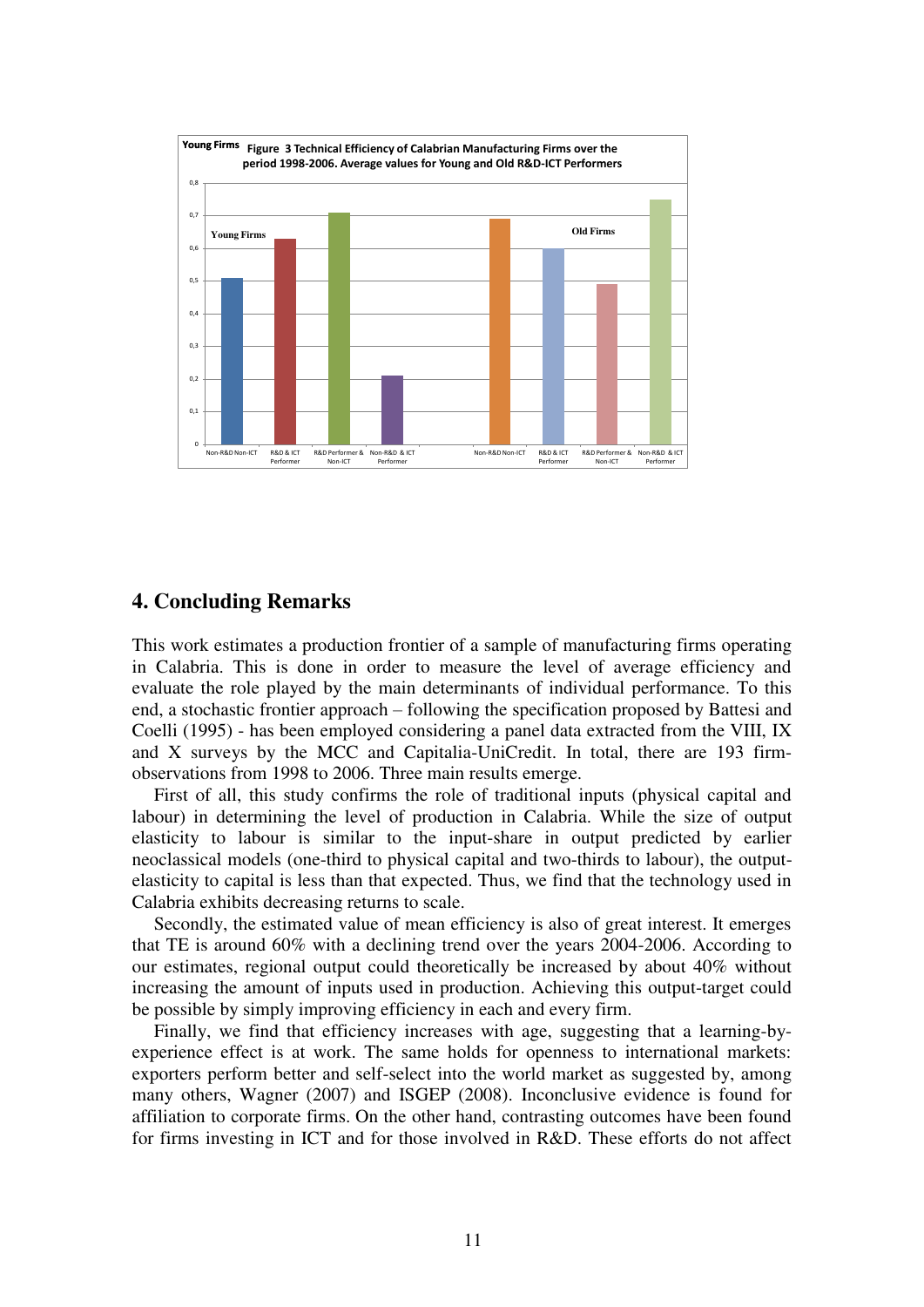**Figure 3 Technical Efficiency of Calabrian Manufacturing Firms over the period 1998-2006. Average values for Young and Old R&D-ICT Performers**

# 4. Concluding Remarks

This work estimates a production frontier of a sample of manufacturing firms operating in Calabria. This is done in order to measure the level of average efficiency and evaluate the role played by the main determinants of individual performance. To this end, a stochastic frontier approach – following the specification proposed by Battesi and Coelli (1995) - has been employed considering a panel data extracted from the VIII, IX and X surveys by the MCC and Capitalia-UniCredit. In total, there are 193 firm-observations from 1998 to 2006. Three main results emerge.

First of all, this study confirms the role of traditional inputs (physical capital and labour) in determining the level of production in Calabria. While the size of output elasticity to labour is similar to the input-share in output predicted by earlier neoclassical models (one-third to physical capital and two-thirds to labour), the output-elasticity to capital is less than that expected. Thus, we find that the technology used in Calabria exhibits decreasing returns to scale.

Secondly, the estimated value of mean efficiency is also of great interest. It emerges that TE is around 60% with a declining trend over the years 2004-2006. According to our estimates, regional output could theoretically be increased by about 40% without increasing the amount of inputs used in production. Achieving this output-target could be possible by simply improving efficiency in each and every firm.

Finally, we find that efficiency increases with age, suggesting that a learning-by-experience effect is at work. The same holds for openness to international markets: exporters perform better and self-select into the world market as suggested by, among many others, Wagner (2007) and ISGEP (2008). Inconclusive evidence is found for affiliation to corporate firms. On the other hand, contrasting outcomes have been found for firms investing in ICT and for those involved in R&D. These efforts do not affect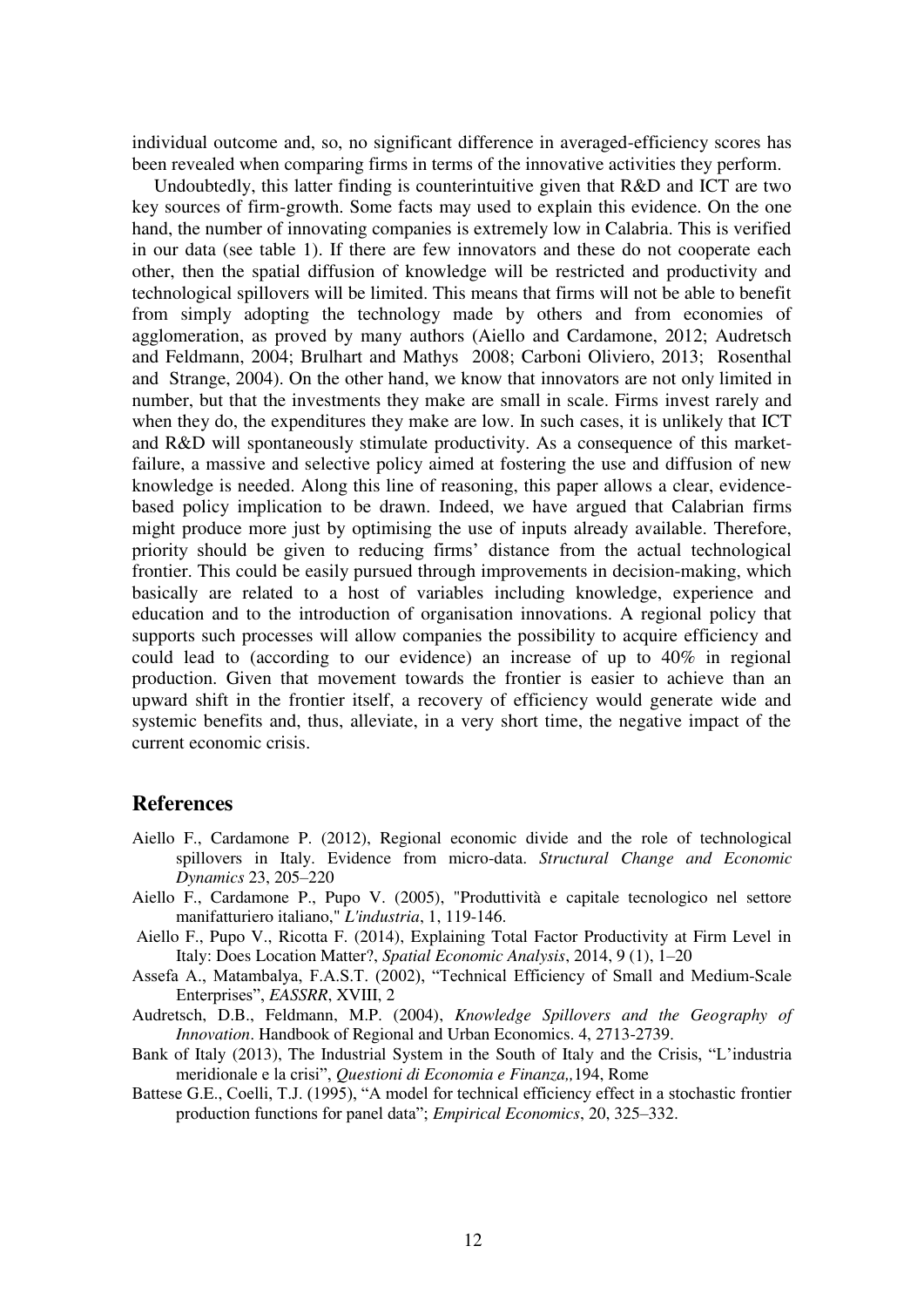individual outcome and, so, no significant difference in averaged-efficiency scores has been revealed when comparing firms in terms of the innovative activities they perform.

Undoubtedly, this latter finding is counterintuitive given that R&D and ICT are two key sources of firm-growth. Some facts may used to explain this evidence. On the one hand, the number of innovating companies is extremely low in Calabria. This is verified in our data (see table 1). If there are few innovators and these do not cooperate each other, then the spatial diffusion of knowledge will be restricted and productivity and technological spillovers will be limited. This means that firms will not be able to benefit from simply adopting the technology made by others and from economies of agglomeration, as proved by many authors (Aiello and Cardamone, 2012; Audretsch and Feldmann, 2004; Brulhart and Mathys 2008; Carboni Oliviero, 2013; Rosenthal and Strange, 2004). On the other hand, we know that innovators are not only limited in number, but that the investments they make are small in scale. Firms invest rarely and when they do, the expenditures they make are low. In such cases, it is unlikely that ICT and R&D will spontaneously stimulate productivity. As a consequence of this market-failure, a massive and selective policy aimed at fostering the use and diffusion of new knowledge is needed. Along this line of reasoning, this paper allows a clear, evidence-based policy implication to be drawn. Indeed, we have argued that Calabrian firms might produce more just by optimising the use of inputs already available. Therefore, priority should be given to reducing firms' distance from the actual technological frontier. This could be easily pursued through improvements in decision-making, which basically are related to a host of variables including knowledge, experience and education and to the introduction of organisation innovations. A regional policy that supports such processes will allow companies the possibility to acquire efficiency and could lead to (according to our evidence) an increase of up to 40% in regional production. Given that movement towards the frontier is easier to achieve than an upward shift in the frontier itself, a recovery of efficiency would generate wide and systemic benefits and, thus, alleviate, in a very short time, the negative impact of the current economic crisis.

## References

Aiello F., Cardamone P. (2012), Regional economic divide and the role of technological spillovers in Italy. Evidence from micro-data. *Structural Change and Economic Dynamics* 23, 205–220

Aiello F., Cardamone P., Pupo V. (2005), "Produttività e capitale tecnologico nel settore manifatturiero italiano," *L'industria*, 1, 119-146.

Aiello F., Pupo V., Ricotta F. (2014), Explaining Total Factor Productivity at Firm Level in Italy: Does Location Matter?, *Spatial Economic Analysis*, 2014, 9 (1), 1–20

Assefa A., Matambalya, F.A.S.T. (2002), "Technical Efficiency of Small and Medium-Scale Enterprises", *EASSRR*, XVIII, 2

Audretsch, D.B., Feldmann, M.P. (2004), *Knowledge Spillovers and the Geography of Innovation*. Handbook of Regional and Urban Economics. 4, 2713-2739.

Bank of Italy (2013), The Industrial System in the South of Italy and the Crisis, "L'industria meridionale e la crisi", *Questioni di Economia e Finanza,*,194, Rome

Battese G.E., Coelli, T.J. (1995), "A model for technical efficiency effect in a stochastic frontier production functions for panel data"; *Empirical Economics*, 20, 325–332.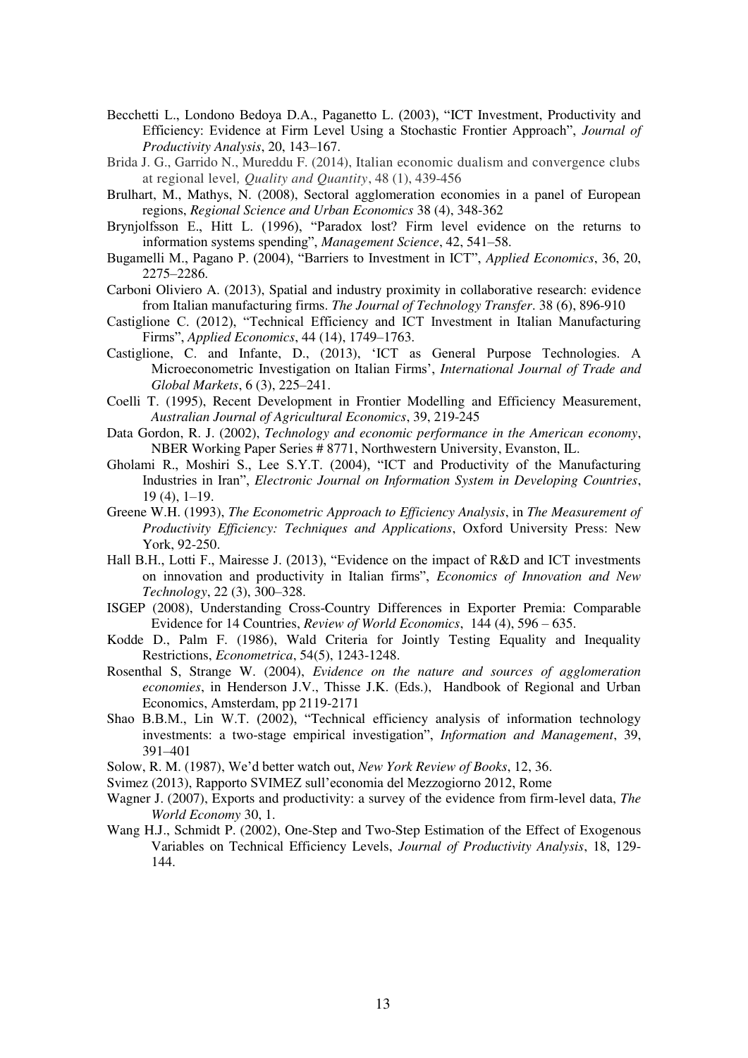Becchetti L., Londono Bedoya D.A., Paganetto L. (2003), "ICT Investment, Productivity and Efficiency: Evidence at Firm Level Using a Stochastic Frontier Approach", *Journal of Productivity Analysis*, 20, 143–167.

Brida J. G., Garrido N., Mureddu F. (2014), Italian economic dualism and convergence clubs at regional level, *Quality and Quantity*, 48 (1), 439-456

Brulhart, M., Mathys, N. (2008), Sectoral agglomeration economies in a panel of European regions, *Regional Science and Urban Economics* 38 (4), 348-362

Brynjolfsson E., Hitt L. (1996), "Paradox lost? Firm level evidence on the returns to information systems spending", *Management Science*, 42, 541–58.

Bugamelli M., Pagano P. (2004), "Barriers to Investment in ICT", *Applied Economics*, 36, 20, 2275–2286.

Carboni Oliviero A. (2013), Spatial and industry proximity in collaborative research: evidence from Italian manufacturing firms. *The Journal of Technology Transfer*. 38 (6), 896-910

Castiglione C. (2012), "Technical Efficiency and ICT Investment in Italian Manufacturing Firms", *Applied Economics*, 44 (14), 1749–1763.

Castiglione, C. and Infante, D., (2013), 'ICT as General Purpose Technologies. A Microeconometric Investigation on Italian Firms', *International Journal of Trade and Global Markets*, 6 (3), 225–241.

Coelli T. (1995), Recent Development in Frontier Modelling and Efficiency Measurement, *Australian Journal of Agricultural Economics*, 39, 219-245

Data Gordon, R. J. (2002), *Technology and economic performance in the American economy*, NBER Working Paper Series # 8771, Northwestern University, Evanston, IL.

Gholami R., Moshiri S., Lee S.Y.T. (2004), "ICT and Productivity of the Manufacturing Industries in Iran", *Electronic Journal on Information System in Developing Countries*, 19 (4), 1–19.

Greene W.H. (1993), *The Econometric Approach to Efficiency Analysis*, in *The Measurement of Productivity Efficiency: Techniques and Applications*, Oxford University Press: New York, 92-250.

Hall B.H., Lotti F., Mairesse J. (2013), "Evidence on the impact of R&D and ICT investments on innovation and productivity in Italian firms", *Economics of Innovation and New Technology*, 22 (3), 300–328.

ISGEP (2008), Understanding Cross-Country Differences in Exporter Premia: Comparable Evidence for 14 Countries, *Review of World Economics*, 144 (4), 596 – 635.

Kodde D., Palm F. (1986), Wald Criteria for Jointly Testing Equality and Inequality Restrictions, *Econometrica*, 54(5), 1243-1248.

Rosenthal S, Strange W. (2004), *Evidence on the nature and sources of agglomeration economies*, in Henderson J.V., Thisse J.K. (Eds.), Handbook of Regional and Urban Economics, Amsterdam, pp 2119-2171

Shao B.B.M., Lin W.T. (2002), "Technical efficiency analysis of information technology investments: a two-stage empirical investigation", *Information and Management*, 39, 391–401

Solow, R. M. (1987), We'd better watch out, *New York Review of Books*, 12, 36.

Svimez (2013), Rapporto SVIMEZ sull'economia del Mezzogiorno 2012, Rome

Wagner J. (2007), Exports and productivity: a survey of the evidence from firm-level data, *The World Economy* 30, 1.

Wang H.J., Schmidt P. (2002), One-Step and Two-Step Estimation of the Effect of Exogenous Variables on Technical Efficiency Levels, *Journal of Productivity Analysis*, 18, 129-144.